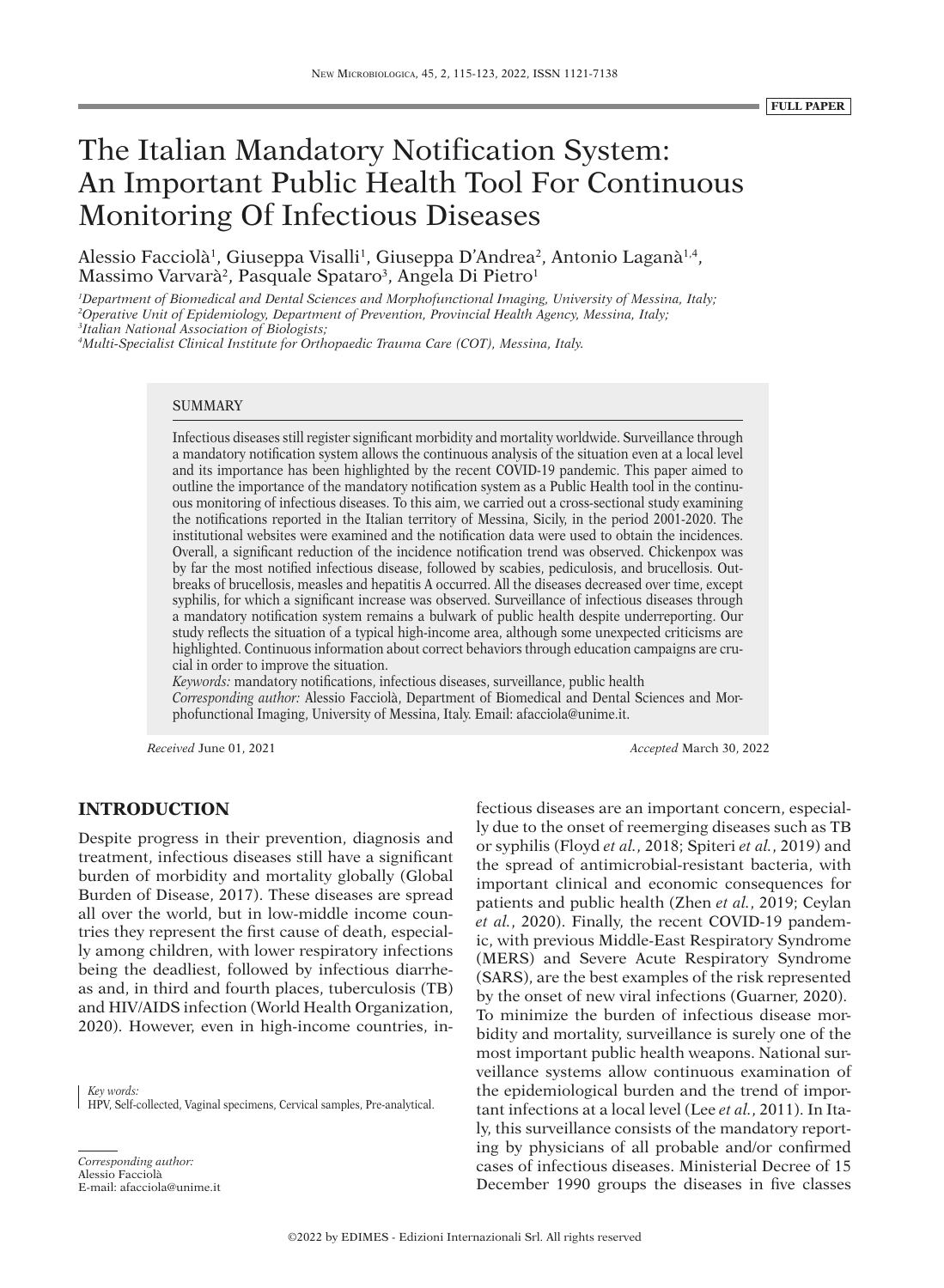FULL PAPER

# The Italian Mandatory Notification System: An Important Public Health Tool For Continuous Monitoring Of Infectious Diseases

Alessio Facciolà[1], Giuseppa Visalli[1], Giuseppa D'Andrea[2], Antonio Laganà[1,4], Massimo Varvarà[2], Pasquale Spataro[3], Angela Di Pietro[1]

[1]*Department of Biomedical and Dental Sciences and Morphofunctional Imaging, University of Messina, Italy;*
[2]*Operative Unit of Epidemiology, Department of Prevention, Provincial Health Agency, Messina, Italy;*
[3]*Italian National Association of Biologists;*
[4]*Multi-Specialist Clinical Institute for Orthopaedic Trauma Care (COT), Messina, Italy.*

## SUMMARY

Infectious diseases still register significant morbidity and mortality worldwide. Surveillance through a mandatory notification system allows the continuous analysis of the situation even at a local level and its importance has been highlighted by the recent COVID-19 pandemic. This paper aimed to outline the importance of the mandatory notification system as a Public Health tool in the continuous monitoring of infectious diseases. To this aim, we carried out a cross-sectional study examining the notifications reported in the Italian territory of Messina, Sicily, in the period 2001-2020. The institutional websites were examined and the notification data were used to obtain the incidences. Overall, a significant reduction of the incidence notification trend was observed. Chickenpox was by far the most notified infectious disease, followed by scabies, pediculosis, and brucellosis. Outbreaks of brucellosis, measles and hepatitis A occurred. All the diseases decreased over time, except syphilis, for which a significant increase was observed. Surveillance of infectious diseases through a mandatory notification system remains a bulwark of public health despite underreporting. Our study reflects the situation of a typical high-income area, although some unexpected criticisms are highlighted. Continuous information about correct behaviors through education campaigns are crucial in order to improve the situation.

*Keywords:* mandatory notifications, infectious diseases, surveillance, public health

*Corresponding author:* Alessio Facciolà, Department of Biomedical and Dental Sciences and Morphofunctional Imaging, University of Messina, Italy. Email: afacciola@unime.it.

*Received* June 01, 2021 *Accepted* March 30, 2022

## INTRODUCTION

Despite progress in their prevention, diagnosis and treatment, infectious diseases still have a significant burden of morbidity and mortality globally (Global Burden of Disease, 2017). These diseases are spread all over the world, but in low-middle income countries they represent the first cause of death, especially among children, with lower respiratory infections being the deadliest, followed by infectious diarrheas and, in third and fourth places, tuberculosis (TB) and HIV/AIDS infection (World Health Organization, 2020). However, even in high-income countries, infectious diseases are an important concern, especially due to the onset of reemerging diseases such as TB or syphilis (Floyd *et al.*, 2018; Spiteri *et al.*, 2019) and the spread of antimicrobial-resistant bacteria, with important clinical and economic consequences for patients and public health (Zhen *et al.*, 2019; Ceylan *et al.*, 2020). Finally, the recent COVID-19 pandemic, with previous Middle-East Respiratory Syndrome (MERS) and Severe Acute Respiratory Syndrome (SARS), are the best examples of the risk represented by the onset of new viral infections (Guarner, 2020).

To minimize the burden of infectious disease morbidity and mortality, surveillance is surely one of the most important public health weapons. National surveillance systems allow continuous examination of the epidemiological burden and the trend of important infections at a local level (Lee *et al.*, 2011). In Italy, this surveillance consists of the mandatory reporting by physicians of all probable and/or confirmed cases of infectious diseases. Ministerial Decree of 15 December 1990 groups the diseases in five classes

*Key words:*
HPV, Self-collected, Vaginal specimens, Cervical samples, Pre-analytical.

*Corresponding author:*
Alessio Facciolà
E-mail: afacciola@unime.it

©2022 by EDIMES - Edizioni Internazionali Srl. All rights reserved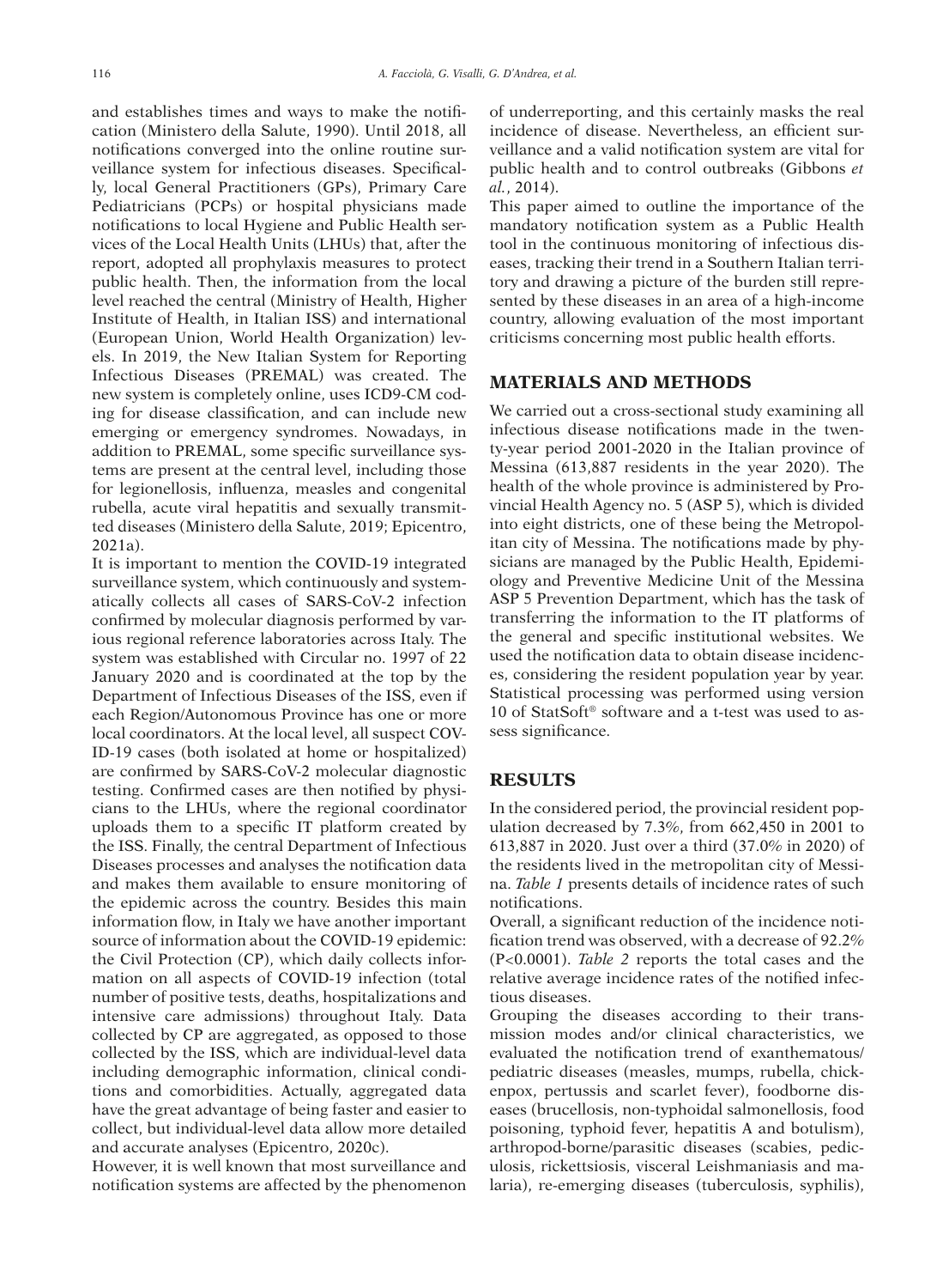and establishes times and ways to make the notification (Ministero della Salute, 1990). Until 2018, all notifications converged into the online routine surveillance system for infectious diseases. Specifically, local General Practitioners (GPs), Primary Care Pediatricians (PCPs) or hospital physicians made notifications to local Hygiene and Public Health services of the Local Health Units (LHUs) that, after the report, adopted all prophylaxis measures to protect public health. Then, the information from the local level reached the central (Ministry of Health, Higher Institute of Health, in Italian ISS) and international (European Union, World Health Organization) levels. In 2019, the New Italian System for Reporting Infectious Diseases (PREMAL) was created. The new system is completely online, uses ICD9-CM coding for disease classification, and can include new emerging or emergency syndromes. Nowadays, in addition to PREMAL, some specific surveillance systems are present at the central level, including those for legionellosis, influenza, measles and congenital rubella, acute viral hepatitis and sexually transmitted diseases (Ministero della Salute, 2019; Epicentro, 2021a).

It is important to mention the COVID-19 integrated surveillance system, which continuously and systematically collects all cases of SARS-CoV-2 infection confirmed by molecular diagnosis performed by various regional reference laboratories across Italy. The system was established with Circular no. 1997 of 22 January 2020 and is coordinated at the top by the Department of Infectious Diseases of the ISS, even if each Region/Autonomous Province has one or more local coordinators. At the local level, all suspect COVID-19 cases (both isolated at home or hospitalized) are confirmed by SARS-CoV-2 molecular diagnostic testing. Confirmed cases are then notified by physicians to the LHUs, where the regional coordinator uploads them to a specific IT platform created by the ISS. Finally, the central Department of Infectious Diseases processes and analyses the notification data and makes them available to ensure monitoring of the epidemic across the country. Besides this main information flow, in Italy we have another important source of information about the COVID-19 epidemic: the Civil Protection (CP), which daily collects information on all aspects of COVID-19 infection (total number of positive tests, deaths, hospitalizations and intensive care admissions) throughout Italy. Data collected by CP are aggregated, as opposed to those collected by the ISS, which are individual-level data including demographic information, clinical conditions and comorbidities. Actually, aggregated data have the great advantage of being faster and easier to collect, but individual-level data allow more detailed and accurate analyses (Epicentro, 2020c).

However, it is well known that most surveillance and notification systems are affected by the phenomenon of underreporting, and this certainly masks the real incidence of disease. Nevertheless, an efficient surveillance and a valid notification system are vital for public health and to control outbreaks (Gibbons *et al.*, 2014).

This paper aimed to outline the importance of the mandatory notification system as a Public Health tool in the continuous monitoring of infectious diseases, tracking their trend in a Southern Italian territory and drawing a picture of the burden still represented by these diseases in an area of a high-income country, allowing evaluation of the most important criticisms concerning most public health efforts.

## MATERIALS AND METHODS

We carried out a cross-sectional study examining all infectious disease notifications made in the twenty-year period 2001-2020 in the Italian province of Messina (613,887 residents in the year 2020). The health of the whole province is administered by Provincial Health Agency no. 5 (ASP 5), which is divided into eight districts, one of these being the Metropolitan city of Messina. The notifications made by physicians are managed by the Public Health, Epidemiology and Preventive Medicine Unit of the Messina ASP 5 Prevention Department, which has the task of transferring the information to the IT platforms of the general and specific institutional websites. We used the notification data to obtain disease incidences, considering the resident population year by year. Statistical processing was performed using version 10 of StatSoft® software and a t-test was used to assess significance.

## RESULTS

In the considered period, the provincial resident population decreased by 7.3%, from 662,450 in 2001 to 613,887 in 2020. Just over a third (37.0% in 2020) of the residents lived in the metropolitan city of Messina. *Table 1* presents details of incidence rates of such notifications.

Overall, a significant reduction of the incidence notification trend was observed, with a decrease of 92.2% ($P<0.0001$). *Table 2* reports the total cases and the relative average incidence rates of the notified infectious diseases.

Grouping the diseases according to their transmission modes and/or clinical characteristics, we evaluated the notification trend of exanthematous/pediatric diseases (measles, mumps, rubella, chickenpox, pertussis and scarlet fever), foodborne diseases (brucellosis, non-typhoidal salmonellosis, food poisoning, typhoid fever, hepatitis A and botulism), arthropod-borne/parasitic diseases (scabies, pediculosis, rickettsiosis, visceral Leishmaniasis and malaria), re-emerging diseases (tuberculosis, syphilis),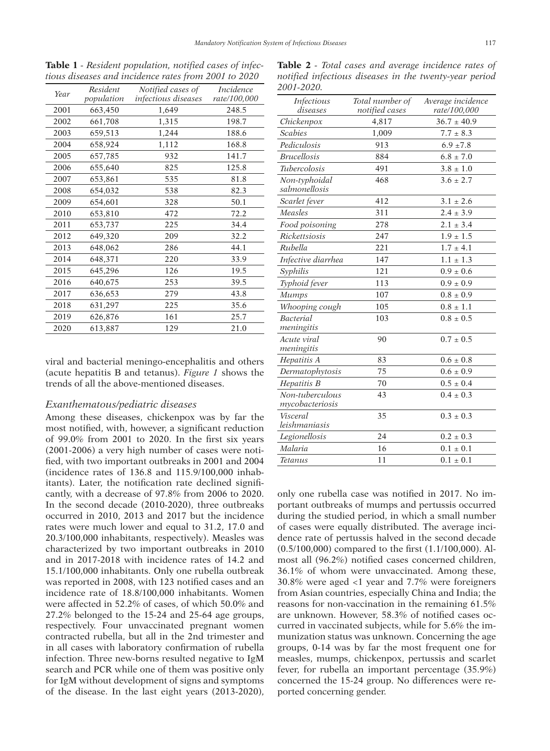**Table 1** - *Resident population, notified cases of infectious diseases and incidence rates from 2001 to 2020*

| *Year* | *Resident population* | *Notified cases of infectious diseases* | *Incidence rate/100,000* |
|---|---|---|---|
| 2001 | 663,450 | 1,649 | 248.5 |
| 2002 | 661,708 | 1,315 | 198.7 |
| 2003 | 659,513 | 1,244 | 188.6 |
| 2004 | 658,924 | 1,112 | 168.8 |
| 2005 | 657,785 | 932 | 141.7 |
| 2006 | 655,640 | 825 | 125.8 |
| 2007 | 653,861 | 535 | 81.8 |
| 2008 | 654,032 | 538 | 82.3 |
| 2009 | 654,601 | 328 | 50.1 |
| 2010 | 653,810 | 472 | 72.2 |
| 2011 | 653,737 | 225 | 34.4 |
| 2012 | 649,320 | 209 | 32.2 |
| 2013 | 648,062 | 286 | 44.1 |
| 2014 | 648,371 | 220 | 33.9 |
| 2015 | 645,296 | 126 | 19.5 |
| 2016 | 640,675 | 253 | 39.5 |
| 2017 | 636,653 | 279 | 43.8 |
| 2018 | 631,297 | 225 | 35.6 |
| 2019 | 626,876 | 161 | 25.7 |
| 2020 | 613,887 | 129 | 21.0 |

viral and bacterial meningo-encephalitis and others (acute hepatitis B and tetanus). *Figure 1* shows the trends of all the above-mentioned diseases.

### *Exanthematous/pediatric diseases*

Among these diseases, chickenpox was by far the most notified, with, however, a significant reduction of 99.0% from 2001 to 2020. In the first six years (2001-2006) a very high number of cases were notified, with two important outbreaks in 2001 and 2004 (incidence rates of 136.8 and 115.9/100,000 inhabitants). Later, the notification rate declined significantly, with a decrease of 97.8% from 2006 to 2020. In the second decade (2010-2020), three outbreaks occurred in 2010, 2013 and 2017 but the incidence rates were much lower and equal to 31.2, 17.0 and 20.3/100,000 inhabitants, respectively). Measles was characterized by two important outbreaks in 2010 and in 2017-2018 with incidence rates of 14.2 and 15.1/100,000 inhabitants. Only one rubella outbreak was reported in 2008, with 123 notified cases and an incidence rate of 18.8/100,000 inhabitants. Women were affected in 52.2% of cases, of which 50.0% and 27.2% belonged to the 15-24 and 25-64 age groups, respectively. Four unvaccinated pregnant women contracted rubella, but all in the 2nd trimester and in all cases with laboratory confirmation of rubella infection. Three new-borns resulted negative to IgM search and PCR while one of them was positive only for IgM without development of signs and symptoms of the disease. In the last eight years (2013-2020), only one rubella case was notified in 2017. No important outbreaks of mumps and pertussis occurred during the studied period, in which a small number of cases were equally distributed. The average incidence rate of pertussis halved in the second decade (0.5/100,000) compared to the first (1.1/100,000). Almost all (96.2%) notified cases concerned children, 36.1% of whom were unvaccinated. Among these, 30.8% were aged <1 year and 7.7% were foreigners from Asian countries, especially China and India; the reasons for non-vaccination in the remaining 61.5% are unknown. However, 58.3% of notified cases occurred in vaccinated subjects, while for 5.6% the immunization status was unknown. Concerning the age groups, 0-14 was by far the most frequent one for measles, mumps, chickenpox, pertussis and scarlet fever, for rubella an important percentage (35.9%) concerned the 15-24 group. No differences were reported concerning gender.

**Table 2** - *Total cases and average incidence rates of notified infectious diseases in the twenty-year period 2001-2020.*

| *Infectious diseases* | *Total number of notified cases* | *Average incidence rate/100,000* |
|---|---|---|
| *Chickenpox* | 4,817 | 36.7 ± 40.9 |
| *Scabies* | 1,009 | 7.7 ± 8.3 |
| *Pediculosis* | 913 | 6.9 ±7.8 |
| *Brucellosis* | 884 | 6.8 ± 7.0 |
| *Tubercolosis* | 491 | 3.8 ± 1.0 |
| *Non-typhoidal salmonellosis* | 468 | 3.6 ± 2.7 |
| *Scarlet fever* | 412 | 3.1 ± 2.6 |
| *Measles* | 311 | 2.4 ± 3.9 |
| *Food poisoning* | 278 | 2.1 ± 3.4 |
| *Rickettsiosis* | 247 | 1.9 ± 1.5 |
| *Rubella* | 221 | 1.7 ± 4.1 |
| *Infective diarrhea* | 147 | 1.1 ± 1.3 |
| *Syphilis* | 121 | 0.9 ± 0.6 |
| *Typhoid fever* | 113 | 0.9 ± 0.9 |
| *Mumps* | 107 | 0.8 ± 0.9 |
| *Whooping cough* | 105 | 0.8 ± 1.1 |
| *Bacterial meningitis* | 103 | 0.8 ± 0.5 |
| *Acute viral meningitis* | 90 | 0.7 ± 0.5 |
| *Hepatitis A* | 83 | 0.6 ± 0.8 |
| *Dermatophytosis* | 75 | 0.6 ± 0.9 |
| *Hepatitis B* | 70 | 0.5 ± 0.4 |
| *Non-tuberculous mycobacteriosis* | 43 | 0.4 ± 0.3 |
| *Visceral leishmaniasis* | 35 | 0.3 ± 0.3 |
| *Legionellosis* | 24 | 0.2 ± 0.3 |
| *Malaria* | 16 | 0.1 ± 0.1 |
| *Tetanus* | 11 | 0.1 ± 0.1 |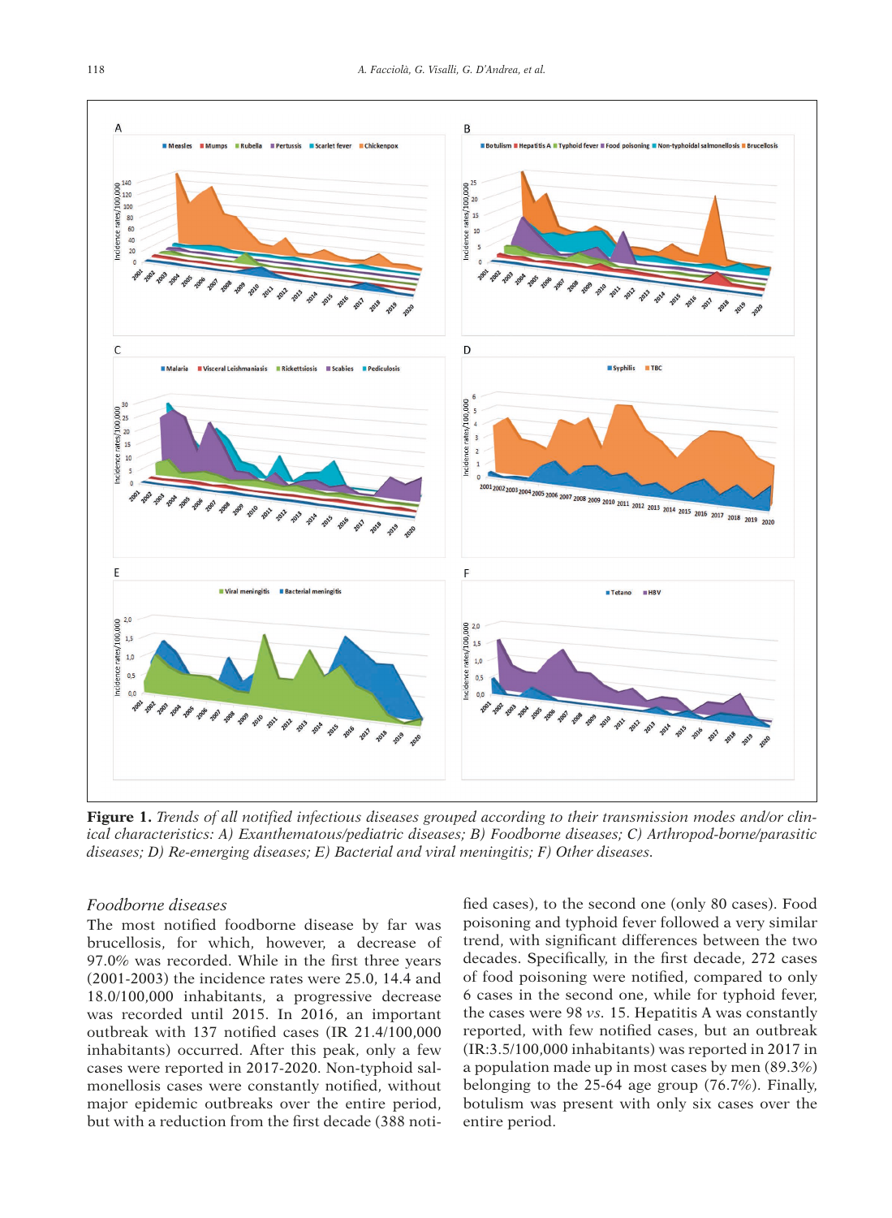**Figure 1.** *Trends of all notified infectious diseases grouped according to their transmission modes and/or clinical characteristics: A) Exanthematous/pediatric diseases; B) Foodborne diseases; C) Arthropod-borne/parasitic diseases; D) Re-emerging diseases; E) Bacterial and viral meningitis; F) Other diseases.*

### *Foodborne diseases*

The most notified foodborne disease by far was brucellosis, for which, however, a decrease of 97.0% was recorded. While in the first three years (2001-2003) the incidence rates were 25.0, 14.4 and 18.0/100,000 inhabitants, a progressive decrease was recorded until 2015. In 2016, an important outbreak with 137 notified cases (IR 21.4/100,000 inhabitants) occurred. After this peak, only a few cases were reported in 2017-2020. Non-typhoid salmonellosis cases were constantly notified, without major epidemic outbreaks over the entire period, but with a reduction from the first decade (388 notified cases), to the second one (only 80 cases). Food poisoning and typhoid fever followed a very similar trend, with significant differences between the two decades. Specifically, in the first decade, 272 cases of food poisoning were notified, compared to only 6 cases in the second one, while for typhoid fever, the cases were 98 *vs.* 15. Hepatitis A was constantly reported, with few notified cases, but an outbreak (IR:3.5/100,000 inhabitants) was reported in 2017 in a population made up in most cases by men (89.3%) belonging to the 25-64 age group (76.7%). Finally, botulism was present with only six cases over the entire period.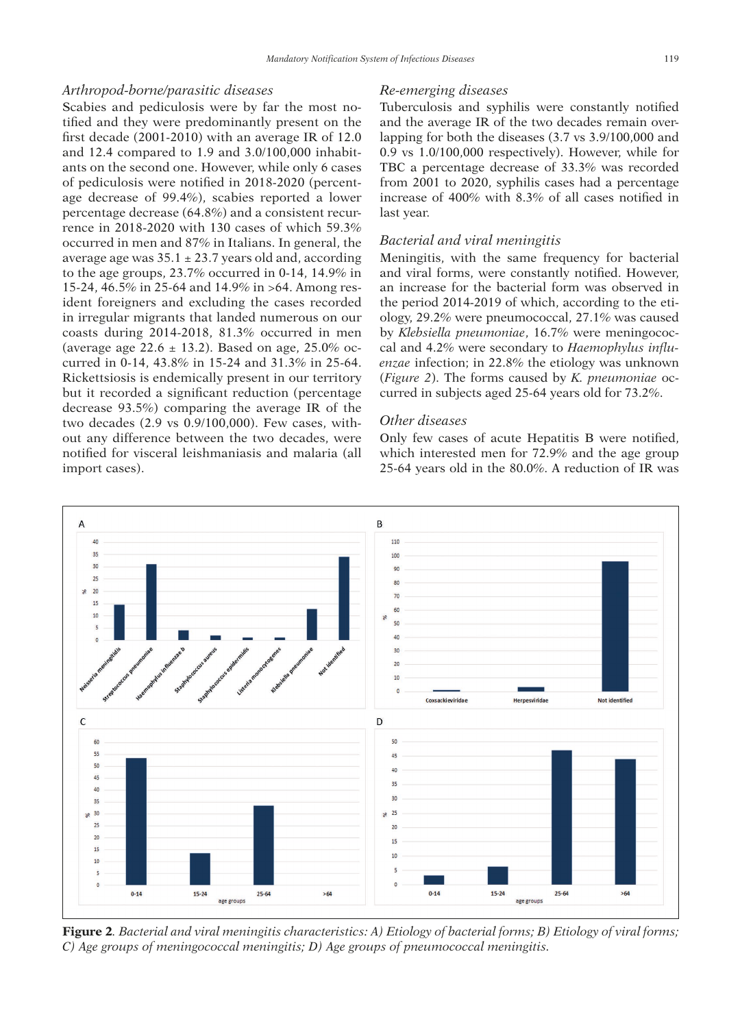### *Arthropod-borne/parasitic diseases*

Scabies and pediculosis were by far the most notified and they were predominantly present on the first decade (2001-2010) with an average IR of 12.0 and 12.4 compared to 1.9 and 3.0/100,000 inhabitants on the second one. However, while only 6 cases of pediculosis were notified in 2018-2020 (percentage decrease of 99.4%), scabies reported a lower percentage decrease (64.8%) and a consistent recurrence in 2018-2020 with 130 cases of which 59.3% occurred in men and 87% in Italians. In general, the average age was 35.1 ± 23.7 years old and, according to the age groups, 23.7% occurred in 0-14, 14.9% in 15-24, 46.5% in 25-64 and 14.9% in >64. Among resident foreigners and excluding the cases recorded in irregular migrants that landed numerous on our coasts during 2014-2018, 81.3% occurred in men (average age 22.6 ± 13.2). Based on age, 25.0% occurred in 0-14, 43.8% in 15-24 and 31.3% in 25-64. Rickettsiosis is endemically present in our territory but it recorded a significant reduction (percentage decrease 93.5%) comparing the average IR of the two decades (2.9 vs 0.9/100,000). Few cases, without any difference between the two decades, were notified for visceral leishmaniasis and malaria (all import cases).

### *Re-emerging diseases*

Tuberculosis and syphilis were constantly notified and the average IR of the two decades remain overlapping for both the diseases (3.7 vs 3.9/100,000 and 0.9 vs 1.0/100,000 respectively). However, while for TBC a percentage decrease of 33.3% was recorded from 2001 to 2020, syphilis cases had a percentage increase of 400% with 8.3% of all cases notified in last year.

### *Bacterial and viral meningitis*

Meningitis, with the same frequency for bacterial and viral forms, were constantly notified. However, an increase for the bacterial form was observed in the period 2014-2019 of which, according to the etiology, 29.2% were pneumococcal, 27.1% was caused by *Klebsiella pneumoniae*, 16.7% were meningococcal and 4.2% were secondary to *Haemophylus influenzae* infection; in 22.8% the etiology was unknown (*Figure 2*). The forms caused by *K. pneumoniae* occurred in subjects aged 25-64 years old for 73.2%.

### *Other diseases*

Only few cases of acute Hepatitis B were notified, which interested men for 72.9% and the age group 25-64 years old in the 80.0%. A reduction of IR was

**Figure 2**. *Bacterial and viral meningitis characteristics: A) Etiology of bacterial forms; B) Etiology of viral forms; C) Age groups of meningococcal meningitis; D) Age groups of pneumococcal meningitis.*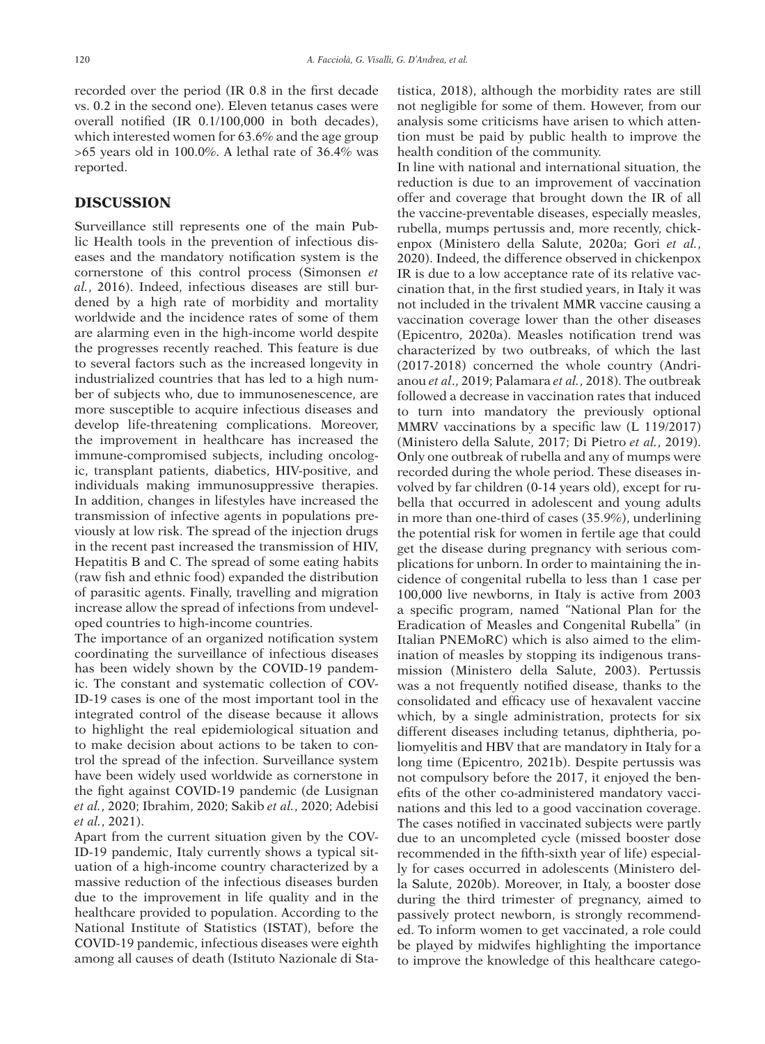recorded over the period (IR 0.8 in the first decade vs. 0.2 in the second one). Eleven tetanus cases were overall notified (IR 0.1/100,000 in both decades), which interested women for 63.6% and the age group >65 years old in 100.0%. A lethal rate of 36.4% was reported.

## DISCUSSION

Surveillance still represents one of the main Public Health tools in the prevention of infectious diseases and the mandatory notification system is the cornerstone of this control process (Simonsen *et al.*, 2016). Indeed, infectious diseases are still burdened by a high rate of morbidity and mortality worldwide and the incidence rates of some of them are alarming even in the high-income world despite the progresses recently reached. This feature is due to several factors such as the increased longevity in industrialized countries that has led to a high number of subjects who, due to immunosenescence, are more susceptible to acquire infectious diseases and develop life-threatening complications. Moreover, the improvement in healthcare has increased the immune-compromised subjects, including oncologic, transplant patients, diabetics, HIV-positive, and individuals making immunosuppressive therapies. In addition, changes in lifestyles have increased the transmission of infective agents in populations previously at low risk. The spread of the injection drugs in the recent past increased the transmission of HIV, Hepatitis B and C. The spread of some eating habits (raw fish and ethnic food) expanded the distribution of parasitic agents. Finally, travelling and migration increase allow the spread of infections from undeveloped countries to high-income countries.

The importance of an organized notification system coordinating the surveillance of infectious diseases has been widely shown by the COVID-19 pandemic. The constant and systematic collection of COVID-19 cases is one of the most important tool in the integrated control of the disease because it allows to highlight the real epidemiological situation and to make decision about actions to be taken to control the spread of the infection. Surveillance system have been widely used worldwide as cornerstone in the fight against COVID-19 pandemic (de Lusignan *et al.*, 2020; Ibrahim, 2020; Sakib *et al.*, 2020; Adebisi *et al.*, 2021).

Apart from the current situation given by the COVID-19 pandemic, Italy currently shows a typical situation of a high-income country characterized by a massive reduction of the infectious diseases burden due to the improvement in life quality and in the healthcare provided to population. According to the National Institute of Statistics (ISTAT), before the COVID-19 pandemic, infectious diseases were eighth among all causes of death (Istituto Nazionale di Statistica, 2018), although the morbidity rates are still not negligible for some of them. However, from our analysis some criticisms have arisen to which attention must be paid by public health to improve the health condition of the community.

In line with national and international situation, the reduction is due to an improvement of vaccination offer and coverage that brought down the IR of all the vaccine-preventable diseases, especially measles, rubella, mumps pertussis and, more recently, chickenpox (Ministero della Salute, 2020a; Gori *et al.*, 2020). Indeed, the difference observed in chickenpox IR is due to a low acceptance rate of its relative vaccination that, in the first studied years, in Italy it was not included in the trivalent MMR vaccine causing a vaccination coverage lower than the other diseases (Epicentro, 2020a). Measles notification trend was characterized by two outbreaks, of which the last (2017-2018) concerned the whole country (Andrianou *et al.*, 2019; Palamara *et al.*, 2018). The outbreak followed a decrease in vaccination rates that induced to turn into mandatory the previously optional MMRV vaccinations by a specific law (L 119/2017) (Ministero della Salute, 2017; Di Pietro *et al.*, 2019). Only one outbreak of rubella and any of mumps were recorded during the whole period. These diseases involved by far children (0-14 years old), except for rubella that occurred in adolescent and young adults in more than one-third of cases (35.9%), underlining the potential risk for women in fertile age that could get the disease during pregnancy with serious complications for unborn. In order to maintaining the incidence of congenital rubella to less than 1 case per 100,000 live newborns, in Italy is active from 2003 a specific program, named "National Plan for the Eradication of Measles and Congenital Rubella" (in Italian PNEMoRC) which is also aimed to the elimination of measles by stopping its indigenous transmission (Ministero della Salute, 2003). Pertussis was a not frequently notified disease, thanks to the consolidated and efficacy use of hexavalent vaccine which, by a single administration, protects for six different diseases including tetanus, diphtheria, poliomyelitis and HBV that are mandatory in Italy for a long time (Epicentro, 2021b). Despite pertussis was not compulsory before the 2017, it enjoyed the benefits of the other co-administered mandatory vaccinations and this led to a good vaccination coverage. The cases notified in vaccinated subjects were partly due to an uncompleted cycle (missed booster dose recommended in the fifth-sixth year of life) especially for cases occurred in adolescents (Ministero della Salute, 2020b). Moreover, in Italy, a booster dose during the third trimester of pregnancy, aimed to passively protect newborn, is strongly recommended. To inform women to get vaccinated, a role could be played by midwifes highlighting the importance to improve the knowledge of this healthcare catego-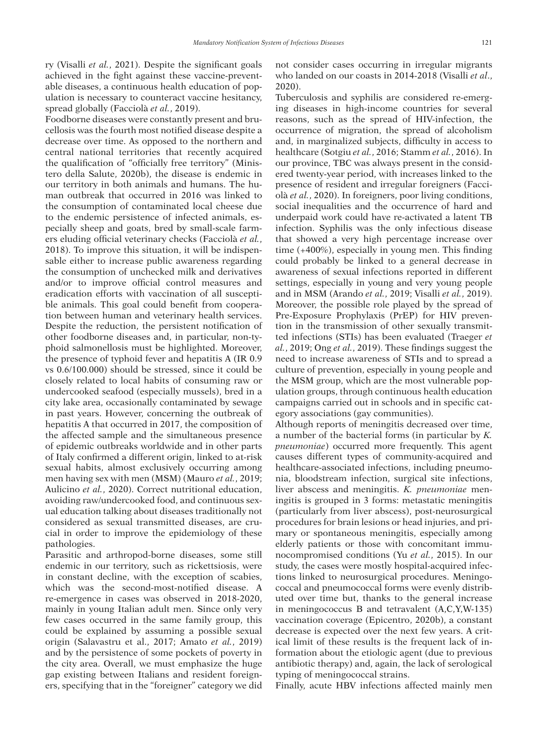ry (Visalli *et al.*, 2021). Despite the significant goals achieved in the fight against these vaccine-preventable diseases, a continuous health education of population is necessary to counteract vaccine hesitancy, spread globally (Facciolà *et al.*, 2019).

Foodborne diseases were constantly present and brucellosis was the fourth most notified disease despite a decrease over time. As opposed to the northern and central national territories that recently acquired the qualification of "officially free territory" (Ministero della Salute, 2020b), the disease is endemic in our territory in both animals and humans. The human outbreak that occurred in 2016 was linked to the consumption of contaminated local cheese due to the endemic persistence of infected animals, especially sheep and goats, bred by small-scale farmers eluding official veterinary checks (Facciolà *et al.*, 2018). To improve this situation, it will be indispensable either to increase public awareness regarding the consumption of unchecked milk and derivatives and/or to improve official control measures and eradication efforts with vaccination of all susceptible animals. This goal could benefit from cooperation between human and veterinary health services. Despite the reduction, the persistent notification of other foodborne diseases and, in particular, non-typhoid salmonellosis must be highlighted. Moreover, the presence of typhoid fever and hepatitis A (IR 0.9 vs 0.6/100.000) should be stressed, since it could be closely related to local habits of consuming raw or undercooked seafood (especially mussels), bred in a city lake area, occasionally contaminated by sewage in past years. However, concerning the outbreak of hepatitis A that occurred in 2017, the composition of the affected sample and the simultaneous presence of epidemic outbreaks worldwide and in other parts of Italy confirmed a different origin, linked to at-risk sexual habits, almost exclusively occurring among men having sex with men (MSM) (Mauro *et al.*, 2019; Aulicino *et al.*, 2020). Correct nutritional education, avoiding raw/undercooked food, and continuous sexual education talking about diseases traditionally not considered as sexual transmitted diseases, are crucial in order to improve the epidemiology of these pathologies.

Parasitic and arthropod-borne diseases, some still endemic in our territory, such as rickettsiosis, were in constant decline, with the exception of scabies, which was the second-most-notified disease. A re-emergence in cases was observed in 2018-2020, mainly in young Italian adult men. Since only very few cases occurred in the same family group, this could be explained by assuming a possible sexual origin (Salavastru et al., 2017; Amato *et al.*, 2019) and by the persistence of some pockets of poverty in the city area. Overall, we must emphasize the huge gap existing between Italians and resident foreigners, specifying that in the "foreigner" category we did not consider cases occurring in irregular migrants who landed on our coasts in 2014-2018 (Visalli *et al.*, 2020).

Tuberculosis and syphilis are considered re-emerging diseases in high-income countries for several reasons, such as the spread of HIV-infection, the occurrence of migration, the spread of alcoholism and, in marginalized subjects, difficulty in access to healthcare (Sotgiu *et al.*, 2016; Stamm *et al.*, 2016). In our province, TBC was always present in the considered twenty-year period, with increases linked to the presence of resident and irregular foreigners (Facciolà *et al.*, 2020). In foreigners, poor living conditions, social inequalities and the occurrence of hard and underpaid work could have re-activated a latent TB infection. Syphilis was the only infectious disease that showed a very high percentage increase over time (+400%), especially in young men. This finding could probably be linked to a general decrease in awareness of sexual infections reported in different settings, especially in young and very young people and in MSM (Arando *et al.*, 2019; Visalli *et al.*, 2019). Moreover, the possible role played by the spread of Pre-Exposure Prophylaxis (PrEP) for HIV prevention in the transmission of other sexually transmitted infections (STIs) has been evaluated (Traeger *et al.*, 2019; Ong *et al.*, 2019). These findings suggest the need to increase awareness of STIs and to spread a culture of prevention, especially in young people and the MSM group, which are the most vulnerable population groups, through continuous health education campaigns carried out in schools and in specific category associations (gay communities).

Although reports of meningitis decreased over time, a number of the bacterial forms (in particular by *K. pneumoniae*) occurred more frequently. This agent causes different types of community-acquired and healthcare-associated infections, including pneumonia, bloodstream infection, surgical site infections, liver abscess and meningitis. *K. pneumoniae* meningitis is grouped in 3 forms: metastatic meningitis (particularly from liver abscess), post-neurosurgical procedures for brain lesions or head injuries, and primary or spontaneous meningitis, especially among elderly patients or those with concomitant immunocompromised conditions (Yu *et al.*, 2015). In our study, the cases were mostly hospital-acquired infections linked to neurosurgical procedures. Meningococcal and pneumococcal forms were evenly distributed over time but, thanks to the general increase in meningococcus B and tetravalent (A,C,Y,W-135) vaccination coverage (Epicentro, 2020b), a constant decrease is expected over the next few years. A critical limit of these results is the frequent lack of information about the etiologic agent (due to previous antibiotic therapy) and, again, the lack of serological typing of meningococcal strains.

Finally, acute HBV infections affected mainly men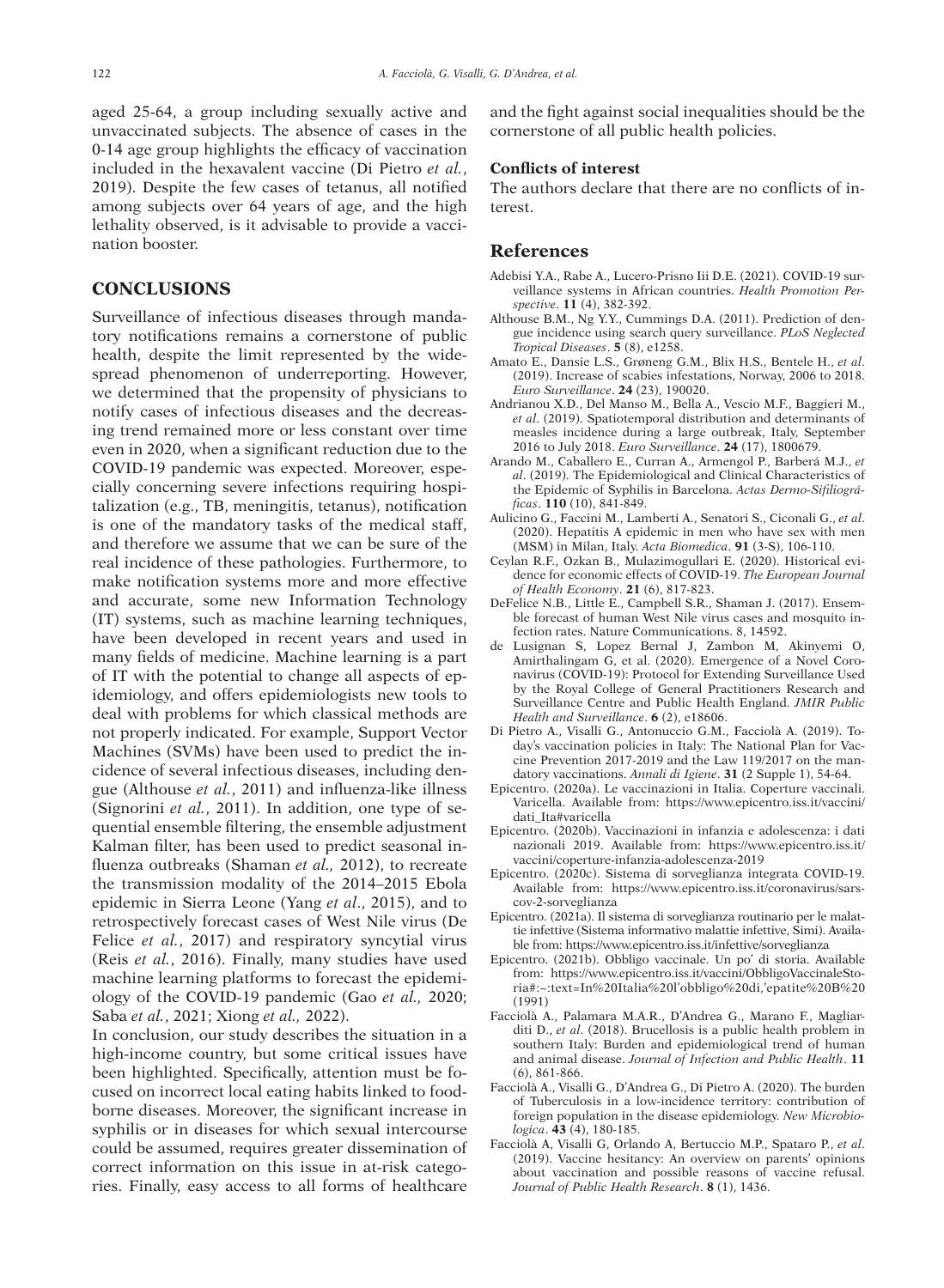aged 25-64, a group including sexually active and unvaccinated subjects. The absence of cases in the 0-14 age group highlights the efficacy of vaccination included in the hexavalent vaccine (Di Pietro *et al.*, 2019). Despite the few cases of tetanus, all notified among subjects over 64 years of age, and the high lethality observed, is it advisable to provide a vaccination booster.

## CONCLUSIONS

Surveillance of infectious diseases through mandatory notifications remains a cornerstone of public health, despite the limit represented by the widespread phenomenon of underreporting. However, we determined that the propensity of physicians to notify cases of infectious diseases and the decreasing trend remained more or less constant over time even in 2020, when a significant reduction due to the COVID-19 pandemic was expected. Moreover, especially concerning severe infections requiring hospitalization (e.g., TB, meningitis, tetanus), notification is one of the mandatory tasks of the medical staff, and therefore we assume that we can be sure of the real incidence of these pathologies. Furthermore, to make notification systems more and more effective and accurate, some new Information Technology (IT) systems, such as machine learning techniques, have been developed in recent years and used in many fields of medicine. Machine learning is a part of IT with the potential to change all aspects of epidemiology, and offers epidemiologists new tools to deal with problems for which classical methods are not properly indicated. For example, Support Vector Machines (SVMs) have been used to predict the incidence of several infectious diseases, including dengue (Althouse *et al.*, 2011) and influenza-like illness (Signorini *et al.*, 2011). In addition, one type of sequential ensemble filtering, the ensemble adjustment Kalman filter, has been used to predict seasonal influenza outbreaks (Shaman *et al.,* 2012), to recreate the transmission modality of the 2014–2015 Ebola epidemic in Sierra Leone (Yang *et al*., 2015), and to retrospectively forecast cases of West Nile virus (De Felice *et al.*, 2017) and respiratory syncytial virus (Reis *et al.*, 2016). Finally, many studies have used machine learning platforms to forecast the epidemiology of the COVID-19 pandemic (Gao *et al.,* 2020; Saba *et al.*, 2021; Xiong *et al.,* 2022).

In conclusion, our study describes the situation in a high-income country, but some critical issues have been highlighted. Specifically, attention must be focused on incorrect local eating habits linked to foodborne diseases. Moreover, the significant increase in syphilis or in diseases for which sexual intercourse could be assumed, requires greater dissemination of correct information on this issue in at-risk categories. Finally, easy access to all forms of healthcare and the fight against social inequalities should be the cornerstone of all public health policies.

### Conflicts of interest

The authors declare that there are no conflicts of interest.

## References

Adebisi Y.A., Rabe A., Lucero-Prisno Iii D.E. (2021). COVID-19 surveillance systems in African countries. *Health Promotion Perspective*. **11** (4), 382-392.

Althouse B.M., Ng Y.Y., Cummings D.A. (2011). Prediction of dengue incidence using search query surveillance. *PLoS Neglected Tropical Diseases*. **5** (8), e1258.

Amato E., Dansie L.S., Grøneng G.M., Blix H.S., Bentele H., *et al*. (2019). Increase of scabies infestations, Norway, 2006 to 2018. *Euro Surveillance*. **24** (23), 190020.

Andrianou X.D., Del Manso M., Bella A., Vescio M.F., Baggieri M., *et al*. (2019). Spatiotemporal distribution and determinants of measles incidence during a large outbreak, Italy, September 2016 to July 2018. *Euro Surveillance*. **24** (17), 1800679.

Arando M., Caballero E., Curran A., Armengol P., Barberá M.J., *et al*. (2019). The Epidemiological and Clinical Characteristics of the Epidemic of Syphilis in Barcelona. *Actas Dermo-Sifiliográficas*. **110** (10), 841-849.

Aulicino G., Faccini M., Lamberti A., Senatori S., Ciconali G., *et al*. (2020). Hepatitis A epidemic in men who have sex with men (MSM) in Milan, Italy. *Acta Biomedica*. **91** (3-S), 106-110.

Ceylan R.F., Ozkan B., Mulazimogullari E. (2020). Historical evidence for economic effects of COVID-19. *The European Journal of Health Economy*. **21** (6), 817-823.

DeFelice N.B., Little E., Campbell S.R., Shaman J. (2017). Ensemble forecast of human West Nile virus cases and mosquito infection rates. Nature Communications. 8, 14592.

de Lusignan S, Lopez Bernal J, Zambon M, Akinyemi O, Amirthalingam G, et al. (2020). Emergence of a Novel Coronavirus (COVID-19): Protocol for Extending Surveillance Used by the Royal College of General Practitioners Research and Surveillance Centre and Public Health England. *JMIR Public Health and Surveillance*. **6** (2), e18606.

Di Pietro A., Visalli G., Antonuccio G.M., Facciolà A. (2019). Today's vaccination policies in Italy: The National Plan for Vaccine Prevention 2017-2019 and the Law 119/2017 on the mandatory vaccinations. *Annali di Igiene*. **31** (2 Supple 1), 54-64.

Epicentro. (2020a). Le vaccinazioni in Italia. Coperture vaccinali. Varicella. Available from: https://www.epicentro.iss.it/vaccini/dati_Ita#varicella

Epicentro. (2020b). Vaccinazioni in infanzia e adolescenza: i dati nazionali 2019. Available from: https://www.epicentro.iss.it/vaccini/coperture-infanzia-adolescenza-2019

Epicentro. (2020c). Sistema di sorveglianza integrata COVID-19. Available from: https://www.epicentro.iss.it/coronavirus/sars-cov-2-sorveglianza

Epicentro. (2021a). Il sistema di sorveglianza routinario per le malattie infettive (Sistema informativo malattie infettive, Simi). Available from: https://www.epicentro.iss.it/infettive/sorveglianza

Epicentro. (2021b). Obbligo vaccinale. Un po' di storia. Available from: https://www.epicentro.iss.it/vaccini/ObbligoVaccinaleStoria#:~:text=In%20Italia%20l'obbligo%20di,'epatite%20B%20(1991)

Facciolà A., Palamara M.A.R., D'Andrea G., Marano F., Magliarditi D., *et al*. (2018). Brucellosis is a public health problem in southern Italy: Burden and epidemiological trend of human and animal disease. *Journal of Infection and Public Health*. **11** (6), 861-866.

Facciolà A., Visalli G., D'Andrea G., Di Pietro A. (2020). The burden of Tuberculosis in a low-incidence territory: contribution of foreign population in the disease epidemiology. *New Microbiologica*. **43** (4), 180-185.

Facciolà A, Visalli G, Orlando A, Bertuccio M.P., Spataro P., *et al*. (2019). Vaccine hesitancy: An overview on parents' opinions about vaccination and possible reasons of vaccine refusal. *Journal of Public Health Research*. **8** (1), 1436.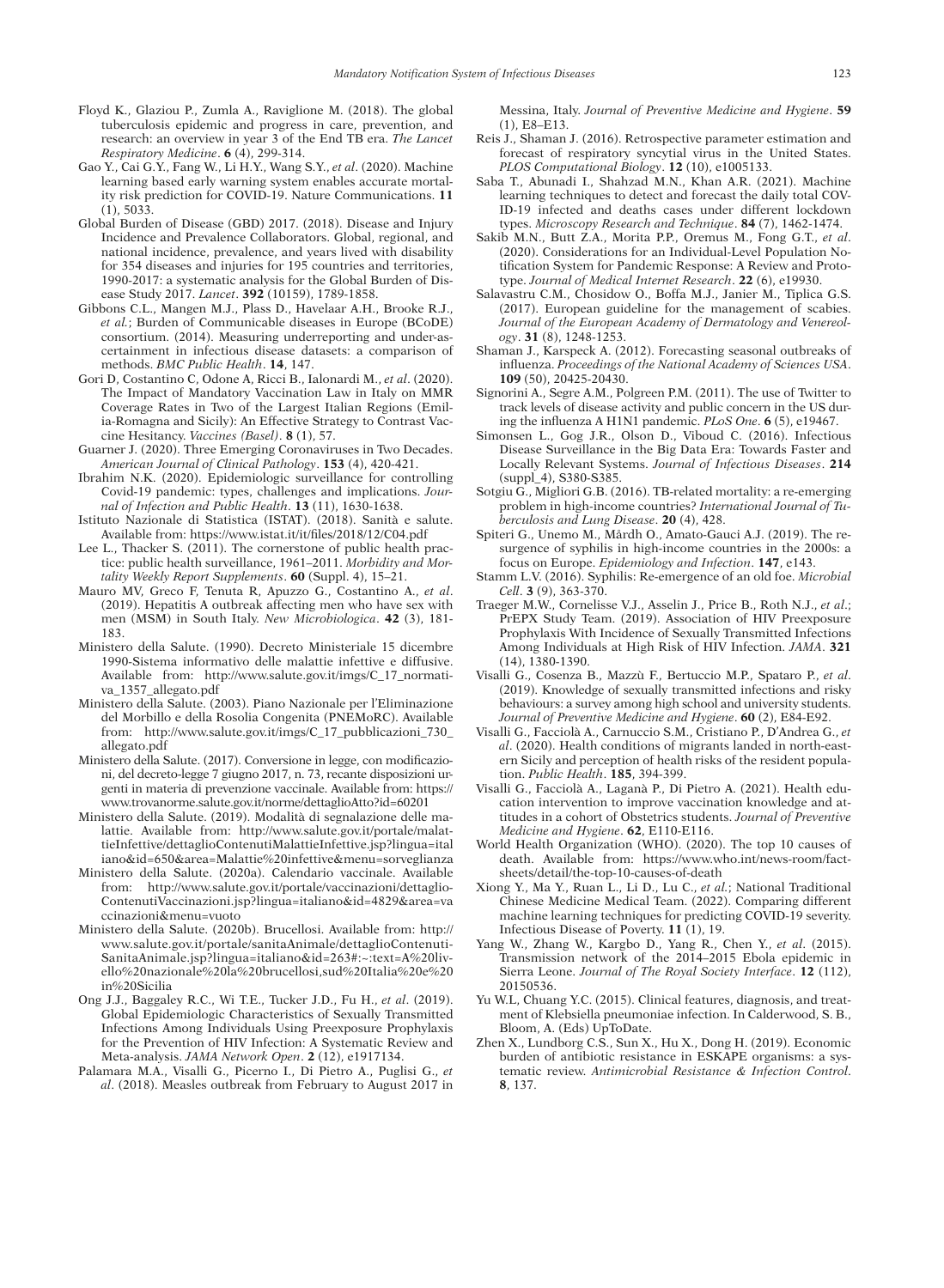Floyd K., Glaziou P., Zumla A., Raviglione M. (2018). The global tuberculosis epidemic and progress in care, prevention, and research: an overview in year 3 of the End TB era. *The Lancet Respiratory Medicine*. **6** (4), 299-314.

Gao Y., Cai G.Y., Fang W., Li H.Y., Wang S.Y., *et al*. (2020). Machine learning based early warning system enables accurate mortality risk prediction for COVID-19. Nature Communications. **11** (1), 5033.

Global Burden of Disease (GBD) 2017. (2018). Disease and Injury Incidence and Prevalence Collaborators. Global, regional, and national incidence, prevalence, and years lived with disability for 354 diseases and injuries for 195 countries and territories, 1990-2017: a systematic analysis for the Global Burden of Disease Study 2017. *Lancet*. **392** (10159), 1789-1858.

Gibbons C.L., Mangen M.J., Plass D., Havelaar A.H., Brooke R.J., *et al.*; Burden of Communicable diseases in Europe (BCoDE) consortium. (2014). Measuring underreporting and under-ascertainment in infectious disease datasets: a comparison of methods. *BMC Public Health*. **14**, 147.

Gori D, Costantino C, Odone A, Ricci B., Ialonardi M., *et al*. (2020). The Impact of Mandatory Vaccination Law in Italy on MMR Coverage Rates in Two of the Largest Italian Regions (Emilia-Romagna and Sicily): An Effective Strategy to Contrast Vaccine Hesitancy. *Vaccines (Basel)*. **8** (1), 57.

Guarner J. (2020). Three Emerging Coronaviruses in Two Decades. *American Journal of Clinical Pathology*. **153** (4), 420-421.

Ibrahim N.K. (2020). Epidemiologic surveillance for controlling Covid-19 pandemic: types, challenges and implications. *Journal of Infection and Public Health*. **13** (11), 1630-1638.

Istituto Nazionale di Statistica (ISTAT). (2018). Sanità e salute. Available from: https://www.istat.it/it/files/2018/12/C04.pdf

Lee L., Thacker S. (2011). The cornerstone of public health practice: public health surveillance, 1961–2011. *Morbidity and Mortality Weekly Report Supplements*. **60** (Suppl. 4), 15–21.

Mauro MV, Greco F, Tenuta R, Apuzzo G., Costantino A., *et al*. (2019). Hepatitis A outbreak affecting men who have sex with men (MSM) in South Italy. *New Microbiologica*. **42** (3), 181-183.

Ministero della Salute. (1990). Decreto Ministeriale 15 dicembre 1990-Sistema informativo delle malattie infettive e diffusive. Available from: http://www.salute.gov.it/imgs/C_17_normativa_1357_allegato.pdf

Ministero della Salute. (2003). Piano Nazionale per l'Eliminazione del Morbillo e della Rosolia Congenita (PNEMoRC). Available from: http://www.salute.gov.it/imgs/C_17_pubblicazioni_730_allegato.pdf

Ministero della Salute. (2017). Conversione in legge, con modificazioni, del decreto-legge 7 giugno 2017, n. 73, recante disposizioni urgenti in materia di prevenzione vaccinale. Available from: https://www.trovanorme.salute.gov.it/norme/dettaglioAtto?id=60201

Ministero della Salute. (2019). Modalità di segnalazione delle malattie. Available from: http://www.salute.gov.it/portale/malattieInfettive/dettaglioContenutiMalattieInfettive.jsp?lingua=italiano&id=650&area=Malattie%20infettive&menu=sorveglianza

Ministero della Salute. (2020a). Calendario vaccinale. Available from: http://www.salute.gov.it/portale/vaccinazioni/dettaglioContenutiVaccinazioni.jsp?lingua=italiano&id=4829&area=vaccinazioni&menu=vuoto

Ministero della Salute. (2020b). Brucellosi. Available from: http://www.salute.gov.it/portale/sanitaAnimale/dettaglioContenutiSanitaAnimale.jsp?lingua=italiano&id=263#:~:text=A%20livello%20nazionale%20la%20brucellosi,sud%20Italia%20e%20in%20Sicilia

Ong J.J., Baggaley R.C., Wi T.E., Tucker J.D., Fu H., *et al*. (2019). Global Epidemiologic Characteristics of Sexually Transmitted Infections Among Individuals Using Preexposure Prophylaxis for the Prevention of HIV Infection: A Systematic Review and Meta-analysis. *JAMA Network Open*. **2** (12), e1917134.

Palamara M.A., Visalli G., Picerno I., Di Pietro A., Puglisi G., *et al*. (2018). Measles outbreak from February to August 2017 in Messina, Italy. *Journal of Preventive Medicine and Hygiene*. **59** (1), E8–E13.

Reis J., Shaman J. (2016). Retrospective parameter estimation and forecast of respiratory syncytial virus in the United States. *PLOS Computational Biology*. **12** (10), e1005133.

Saba T., Abunadi I., Shahzad M.N., Khan A.R. (2021). Machine learning techniques to detect and forecast the daily total COVID-19 infected and deaths cases under different lockdown types. *Microscopy Research and Technique*. **84** (7), 1462-1474.

Sakib M.N., Butt Z.A., Morita P.P., Oremus M., Fong G.T., *et al*. (2020). Considerations for an Individual-Level Population Notification System for Pandemic Response: A Review and Prototype. *Journal of Medical Internet Research*. **22** (6), e19930.

Salavastru C.M., Chosidow O., Boffa M.J., Janier M., Tiplica G.S. (2017). European guideline for the management of scabies. *Journal of the European Academy of Dermatology and Venereology*. **31** (8), 1248-1253.

Shaman J., Karspeck A. (2012). Forecasting seasonal outbreaks of influenza. *Proceedings of the National Academy of Sciences USA*. **109** (50), 20425-20430.

Signorini A., Segre A.M., Polgreen P.M. (2011). The use of Twitter to track levels of disease activity and public concern in the US during the influenza A H1N1 pandemic. *PLoS One*. **6** (5), e19467.

Simonsen L., Gog J.R., Olson D., Viboud C. (2016). Infectious Disease Surveillance in the Big Data Era: Towards Faster and Locally Relevant Systems. *Journal of Infectious Diseases*. **214** (suppl_4), S380-S385.

Sotgiu G., Migliori G.B. (2016). TB-related mortality: a re-emerging problem in high-income countries? *International Journal of Tuberculosis and Lung Disease*. **20** (4), 428.

Spiteri G., Unemo M., Mårdh O., Amato-Gauci A.J. (2019). The resurgence of syphilis in high-income countries in the 2000s: a focus on Europe. *Epidemiology and Infection*. **147**, e143.

Stamm L.V. (2016). Syphilis: Re-emergence of an old foe. *Microbial Cell*. **3** (9), 363-370.

Traeger M.W., Cornelisse V.J., Asselin J., Price B., Roth N.J., *et al.*; PrEPX Study Team. (2019). Association of HIV Preexposure Prophylaxis With Incidence of Sexually Transmitted Infections Among Individuals at High Risk of HIV Infection. *JAMA*. **321** (14), 1380-1390.

Visalli G., Cosenza B., Mazzù F., Bertuccio M.P., Spataro P., *et al*. (2019). Knowledge of sexually transmitted infections and risky behaviours: a survey among high school and university students. *Journal of Preventive Medicine and Hygiene*. **60** (2), E84-E92.

Visalli G., Facciolà A., Carnuccio S.M., Cristiano P., D'Andrea G., *et al*. (2020). Health conditions of migrants landed in north-eastern Sicily and perception of health risks of the resident population. *Public Health*. **185**, 394-399.

Visalli G., Facciolà A., Laganà P., Di Pietro A. (2021). Health education intervention to improve vaccination knowledge and attitudes in a cohort of Obstetrics students. *Journal of Preventive Medicine and Hygiene*. **62**, E110-E116.

World Health Organization (WHO). (2020). The top 10 causes of death. Available from: https://www.who.int/news-room/fact-sheets/detail/the-top-10-causes-of-death

Xiong Y., Ma Y., Ruan L., Li D., Lu C., *et al.*; National Traditional Chinese Medicine Medical Team. (2022). Comparing different machine learning techniques for predicting COVID-19 severity. Infectious Disease of Poverty. **11** (1), 19.

Yang W., Zhang W., Kargbo D., Yang R., Chen Y., *et al*. (2015). Transmission network of the 2014–2015 Ebola epidemic in Sierra Leone. *Journal of The Royal Society Interface*. **12** (112), 20150536.

Yu W.L, Chuang Y.C. (2015). Clinical features, diagnosis, and treatment of Klebsiella pneumoniae infection. In Calderwood, S. B., Bloom, A. (Eds) UpToDate.

Zhen X., Lundborg C.S., Sun X., Hu X., Dong H. (2019). Economic burden of antibiotic resistance in ESKAPE organisms: a systematic review. *Antimicrobial Resistance & Infection Control*. **8**, 137.